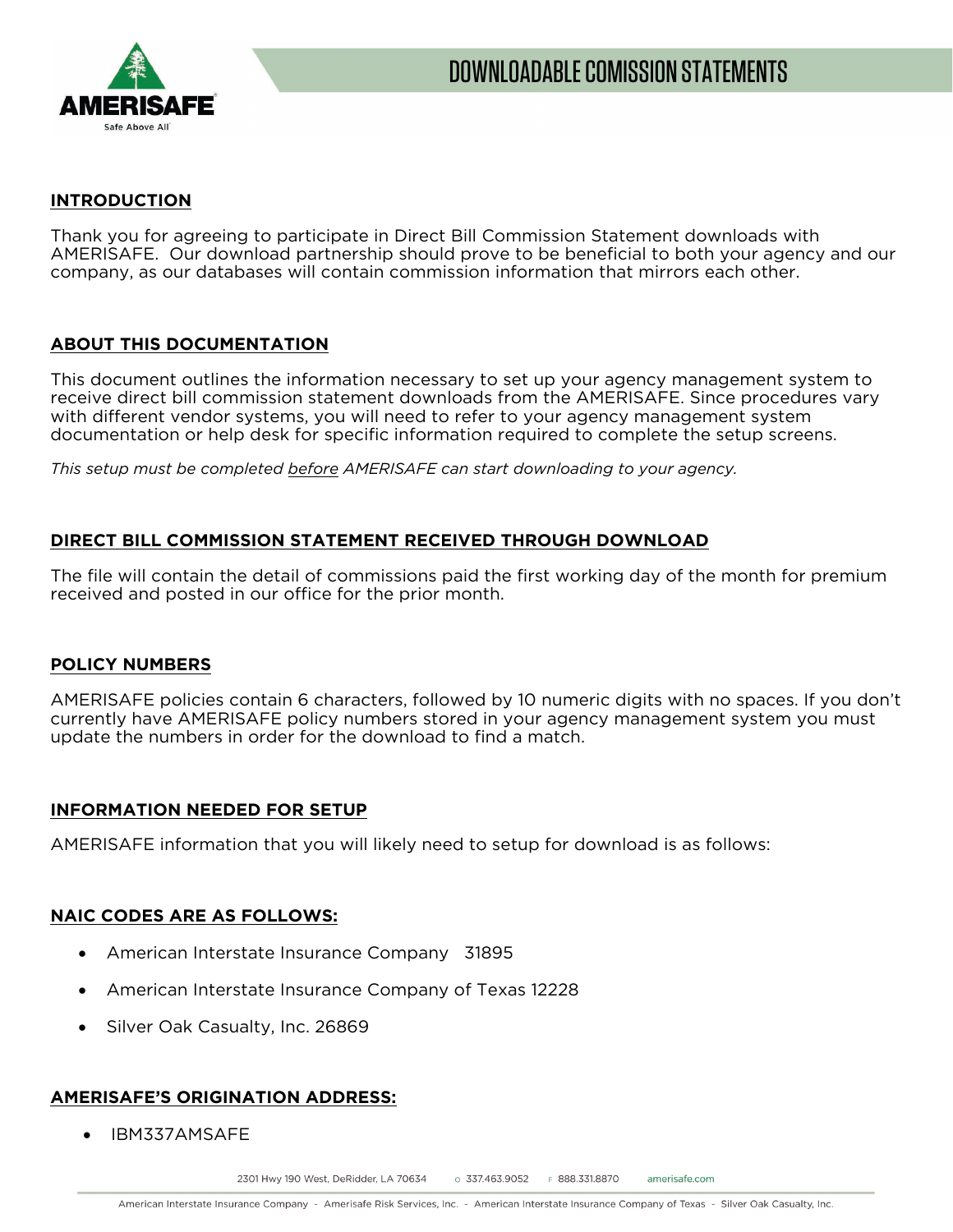# DOWNLOADABLE COMISSION STATEMENTS

## INTRODUCTION

Thank you for agreeing to participate in Direct Bill Commission Statement downloads with AMERISAFE. Our download partnership should prove to be beneficial to both your agency and our company, as our databases will contain commission information that mirrors each other.

## ABOUT THIS DOCUMENTATION

This document outlines the information necessary to set up your agency management system to receive direct bill commission statement downloads from the AMERISAFE. Since procedures vary with different vendor systems, you will need to refer to your agency management system documentation or help desk for specific information required to complete the setup screens.

*This setup must be completed before AMERISAFE can start downloading to your agency.*

## DIRECT BILL COMMISSION STATEMENT RECEIVED THROUGH DOWNLOAD

The file will contain the detail of commissions paid the first working day of the month for premium received and posted in our office for the prior month.

## POLICY NUMBERS

AMERISAFE policies contain 6 characters, followed by 10 numeric digits with no spaces. If you don't currently have AMERISAFE policy numbers stored in your agency management system you must update the numbers in order for the download to find a match.

## INFORMATION NEEDED FOR SETUP

AMERISAFE information that you will likely need to setup for download is as follows:

## NAIC CODES ARE AS FOLLOWS:

- American Interstate Insurance Company 31895
- American Interstate Insurance Company of Texas 12228
- Silver Oak Casualty, Inc. 26869

## AMERISAFE'S ORIGINATION ADDRESS:

- IBM337AMSAFE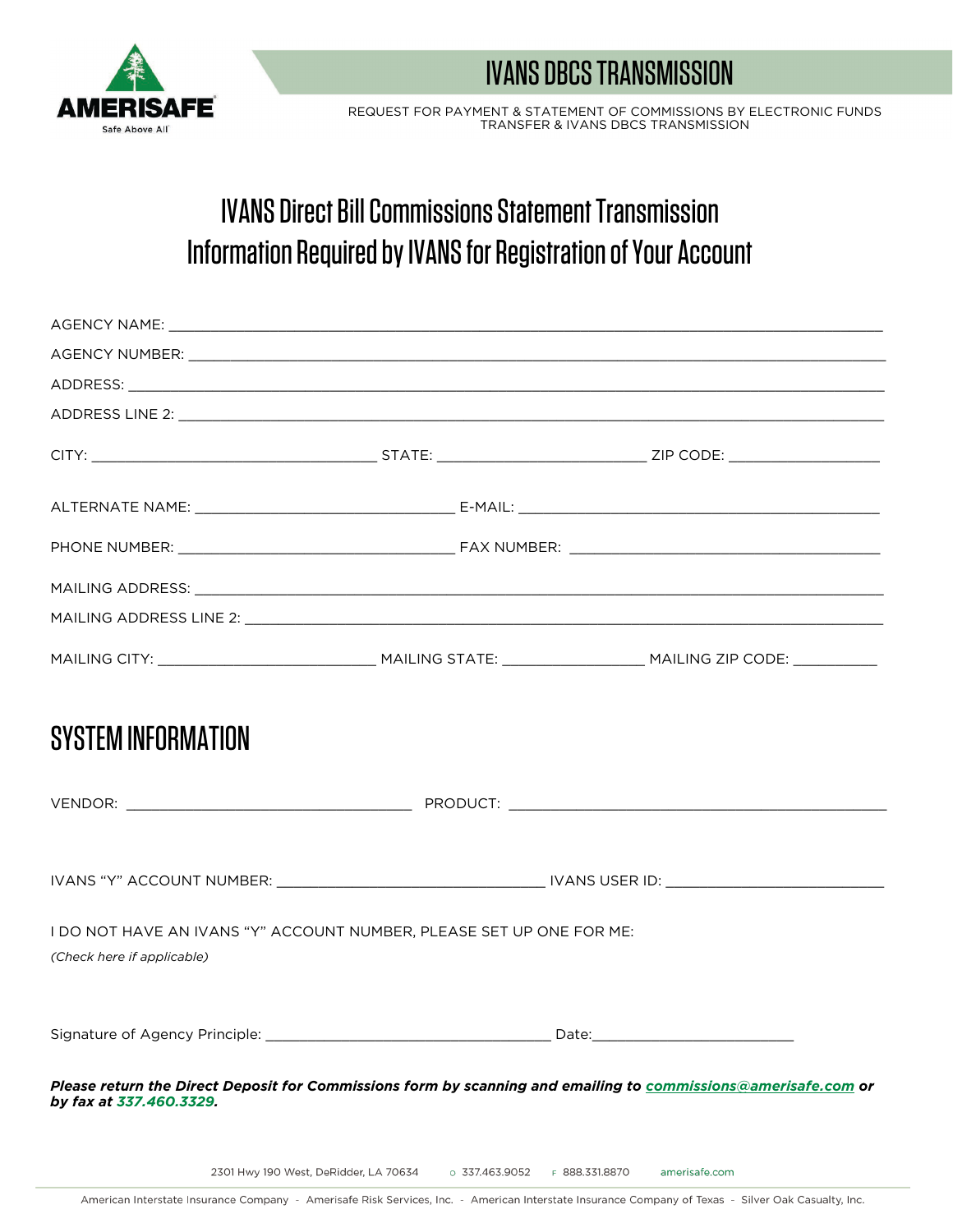# IVANS DBCS TRANSMISSION

REQUEST FOR PAYMENT & STATEMENT OF COMMISSIONS BY ELECTRONIC FUNDS TRANSFER & IVANS DBCS TRANSMISSION

## IVANS Direct Bill Commissions Statement Transmission
## Information Required by IVANS for Registration of Your Account

AGENCY NAME: ______________________________________________

AGENCY NUMBER: ______________________________________________

ADDRESS: ______________________________________________

ADDRESS LINE 2: ______________________________________________

CITY: ____________________ STATE: ______________ ZIP CODE: ____________

ALTERNATE NAME: ____________________ E-MAIL: ________________________

PHONE NUMBER: ____________________ FAX NUMBER: ________________________

MAILING ADDRESS: ______________________________________________

MAILING ADDRESS LINE 2: ______________________________________________

MAILING CITY: ______________ MAILING STATE: __________ MAILING ZIP CODE: ______

## SYSTEM INFORMATION

VENDOR: ____________________ PRODUCT: ________________________

IVANS “Y” ACCOUNT NUMBER: ____________________ IVANS USER ID: ______________

I DO NOT HAVE AN IVANS “Y” ACCOUNT NUMBER, PLEASE SET UP ONE FOR ME:

*(Check here if applicable)*

Signature of Agency Principle: ____________________ Date: ______________

***Please return the Direct Deposit for Commissions form by scanning and emailing to commissions@amerisafe.com or by fax at 337.460.3329.***

2301 Hwy 190 West, DeRidder, LA 70634 O 337.463.9052 F 888.331.8870 amerisafe.com

American Interstate Insurance Company - Amerisafe Risk Services, Inc. - American Interstate Insurance Company of Texas - Silver Oak Casualty, Inc.